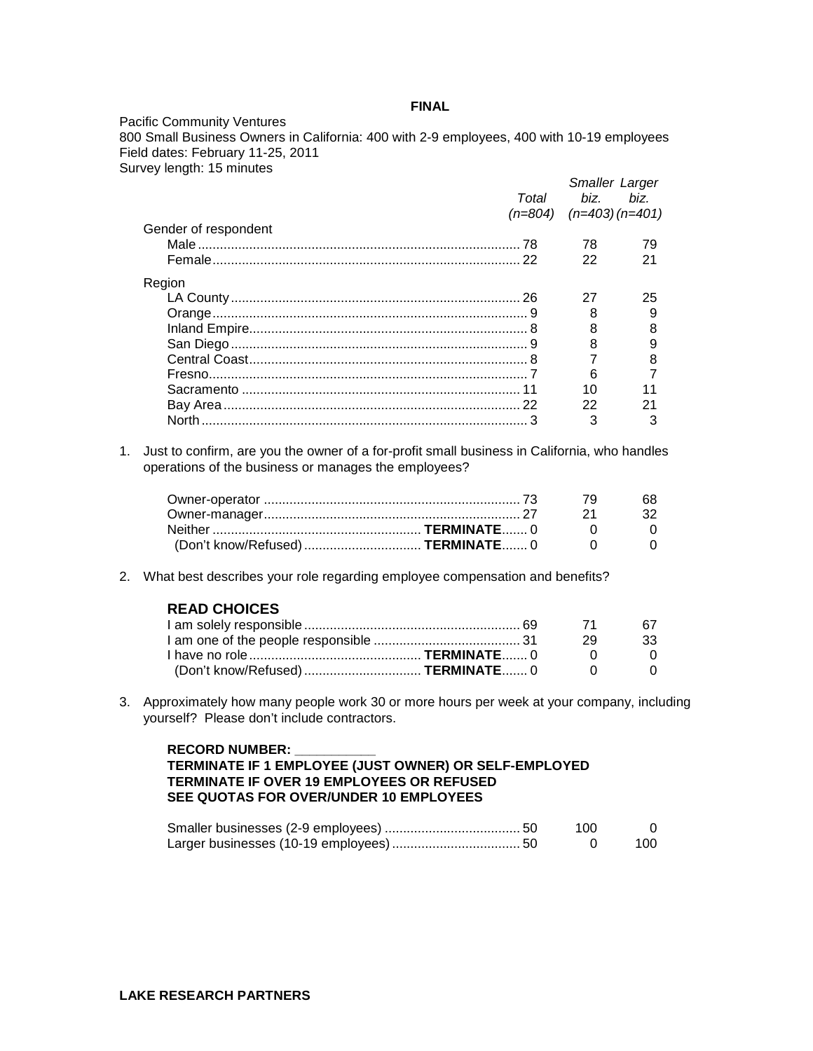**FINAL**

Pacific Community Ventures
800 Small Business Owners in California: 400 with 2-9 employees, 400 with 10-19 employees
Field dates: February 11-25, 2011
Survey length: 15 minutes

| | *Total (n=804)* | *Smaller biz. (n=403)* | *Larger biz. (n=401)* |
|---|---|---|---|
| **Gender of respondent** | | | |
| Male | 78 | 78 | 79 |
| Female | 22 | 22 | 21 |
| **Region** | | | |
| LA County | 26 | 27 | 25 |
| Orange | 9 | 8 | 9 |
| Inland Empire | 8 | 8 | 8 |
| San Diego | 9 | 8 | 9 |
| Central Coast | 8 | 7 | 8 |
| Fresno | 7 | 6 | 7 |
| Sacramento | 11 | 10 | 11 |
| Bay Area | 22 | 22 | 21 |
| North | 3 | 3 | 3 |

1. Just to confirm, are you the owner of a for-profit small business in California, who handles operations of the business or manages the employees?

| | Total | Smaller biz. | Larger biz. |
|---|---|---|---|
| Owner-operator | 73 | 79 | 68 |
| Owner-manager | 27 | 21 | 32 |
| Neither **TERMINATE** | 0 | 0 | 0 |
| (Don't know/Refused) **TERMINATE** | 0 | 0 | 0 |

2. What best describes your role regarding employee compensation and benefits?

**READ CHOICES**

| | Total | Smaller biz. | Larger biz. |
|---|---|---|---|
| I am solely responsible | 69 | 71 | 67 |
| I am one of the people responsible | 31 | 29 | 33 |
| I have no role **TERMINATE** | 0 | 0 | 0 |
| (Don't know/Refused) **TERMINATE** | 0 | 0 | 0 |

3. Approximately how many people work 30 or more hours per week at your company, including yourself? Please don't include contractors.

**RECORD NUMBER: ___________**
**TERMINATE IF 1 EMPLOYEE (JUST OWNER) OR SELF-EMPLOYED**
**TERMINATE IF OVER 19 EMPLOYEES OR REFUSED**
**SEE QUOTAS FOR OVER/UNDER 10 EMPLOYEES**

| | Total | Smaller biz. | Larger biz. |
|---|---|---|---|
| Smaller businesses (2-9 employees) | 50 | 100 | 0 |
| Larger businesses (10-19 employees) | 50 | 0 | 100 |

**LAKE RESEARCH PARTNERS**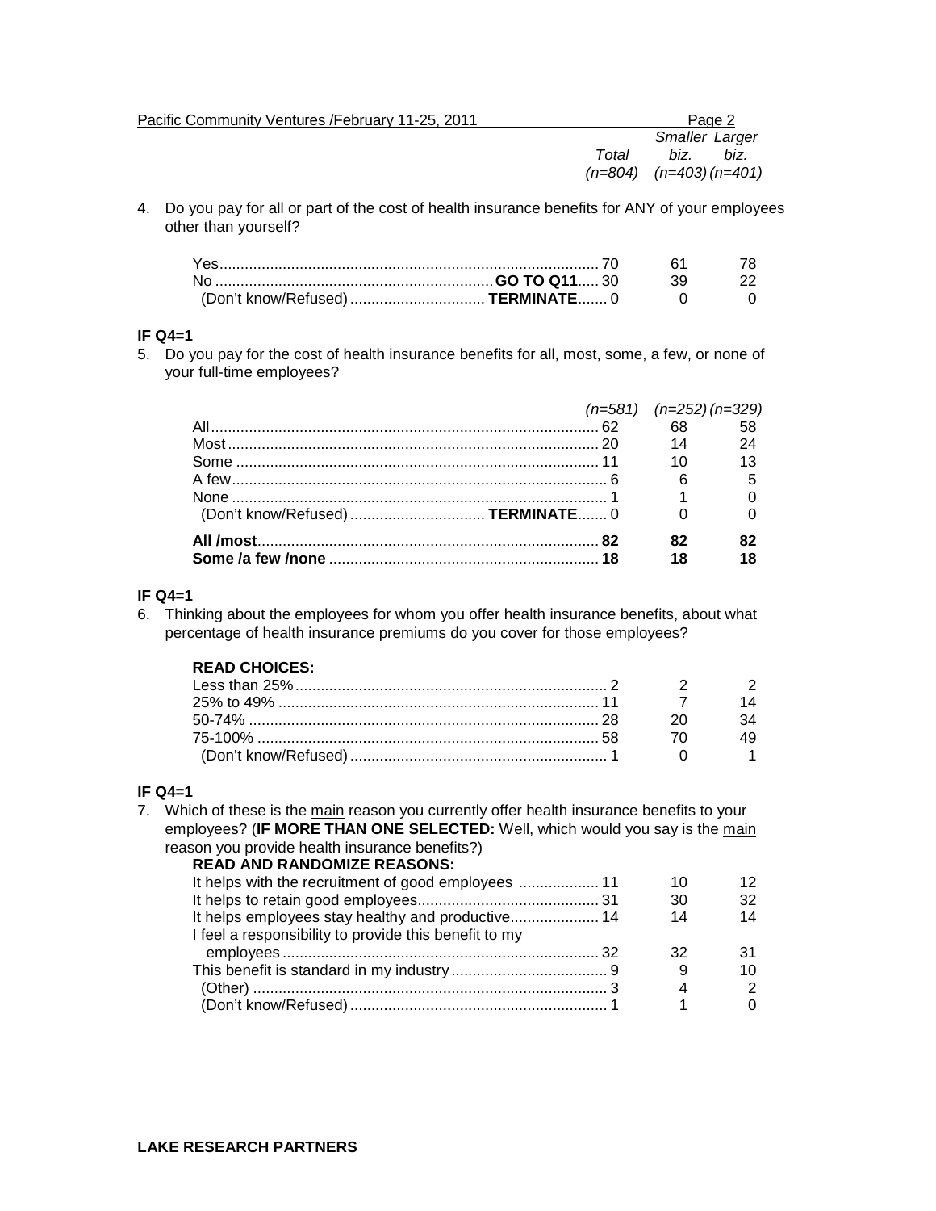| | Total (n=804) | Smaller biz. (n=403) | Larger biz. (n=401) |
|---|---|---|---|

4. Do you pay for all or part of the cost of health insurance benefits for ANY of your employees other than yourself?

| | Total | Smaller biz. | Larger biz. |
|---|---|---|---|
| Yes | 70 | 61 | 78 |
| No **GO TO Q11** | 30 | 39 | 22 |
| (Don't know/Refused) **TERMINATE** | 0 | 0 | 0 |

**IF Q4=1**

5. Do you pay for the cost of health insurance benefits for all, most, some, a few, or none of your full-time employees?

| | (n=581) | (n=252) | (n=329) |
|---|---|---|---|
| All | 62 | 68 | 58 |
| Most | 20 | 14 | 24 |
| Some | 11 | 10 | 13 |
| A few | 6 | 6 | 5 |
| None | 1 | 1 | 0 |
| (Don't know/Refused) **TERMINATE** | 0 | 0 | 0 |
| **All /most** | **82** | **82** | **82** |
| **Some /a few /none** | **18** | **18** | **18** |

**IF Q4=1**

6. Thinking about the employees for whom you offer health insurance benefits, about what percentage of health insurance premiums do you cover for those employees?

**READ CHOICES:**

| | Total | Smaller biz. | Larger biz. |
|---|---|---|---|
| Less than 25% | 2 | 2 | 2 |
| 25% to 49% | 11 | 7 | 14 |
| 50-74% | 28 | 20 | 34 |
| 75-100% | 58 | 70 | 49 |
| (Don't know/Refused) | 1 | 0 | 1 |

**IF Q4=1**

7. Which of these is the main reason you currently offer health insurance benefits to your employees? (**IF MORE THAN ONE SELECTED:** Well, which would you say is the main reason you provide health insurance benefits?)

**READ AND RANDOMIZE REASONS:**

| | Total | Smaller biz. | Larger biz. |
|---|---|---|---|
| It helps with the recruitment of good employees | 11 | 10 | 12 |
| It helps to retain good employees | 31 | 30 | 32 |
| It helps employees stay healthy and productive | 14 | 14 | 14 |
| I feel a responsibility to provide this benefit to my employees | 32 | 32 | 31 |
| This benefit is standard in my industry | 9 | 9 | 10 |
| (Other) | 3 | 4 | 2 |
| (Don't know/Refused) | 1 | 1 | 0 |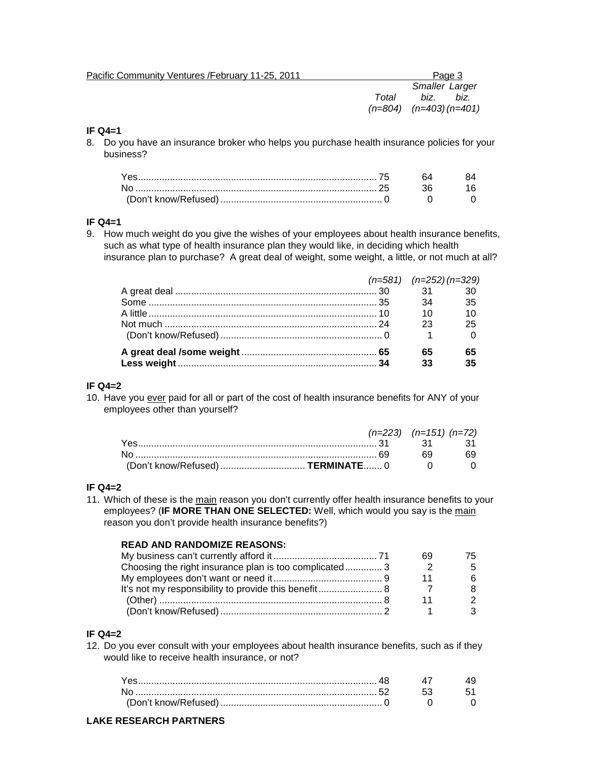| | Total (n=804) | Smaller biz. (n=403) | Larger biz. (n=401) |
|---|---|---|---|

**IF Q4=1**

8. Do you have an insurance broker who helps you purchase health insurance policies for your business?

| | Total | Smaller biz. | Larger biz. |
|---|---|---|---|
| Yes | 75 | 64 | 84 |
| No | 25 | 36 | 16 |
| (Don't know/Refused) | 0 | 0 | 0 |

**IF Q4=1**

9. How much weight do you give the wishes of your employees about health insurance benefits, such as what type of health insurance plan they would like, in deciding which health insurance plan to purchase? A great deal of weight, some weight, a little, or not much at all?

| | *(n=581)* | *(n=252)* | *(n=329)* |
|---|---|---|---|
| A great deal | 30 | 31 | 30 |
| Some | 35 | 34 | 35 |
| A little | 10 | 10 | 10 |
| Not much | 24 | 23 | 25 |
| (Don't know/Refused) | 0 | 1 | 0 |
| **A great deal /some weight** | **65** | **65** | **65** |
| **Less weight** | **34** | **33** | **35** |

**IF Q4=2**

10. Have you <u>ever</u> paid for all or part of the cost of health insurance benefits for ANY of your employees other than yourself?

| | *(n=223)* | *(n=151)* | *(n=72)* |
|---|---|---|---|
| Yes | 31 | 31 | 31 |
| No | 69 | 69 | 69 |
| (Don't know/Refused) **TERMINATE** | 0 | 0 | 0 |

**IF Q4=2**

11. Which of these is the <u>main</u> reason you don't currently offer health insurance benefits to your employees? (**IF MORE THAN ONE SELECTED:** Well, which would you say is the <u>main</u> reason you don't provide health insurance benefits?)

**READ AND RANDOMIZE REASONS:**

| | Total | Smaller biz. | Larger biz. |
|---|---|---|---|
| My business can't currently afford it | 71 | 69 | 75 |
| Choosing the right insurance plan is too complicated | 3 | 2 | 5 |
| My employees don't want or need it | 9 | 11 | 6 |
| It's not my responsibility to provide this benefit | 8 | 7 | 8 |
| (Other) | 8 | 11 | 2 |
| (Don't know/Refused) | 2 | 1 | 3 |

**IF Q4=2**

12. Do you ever consult with your employees about health insurance benefits, such as if they would like to receive health insurance, or not?

| | Total | Smaller biz. | Larger biz. |
|---|---|---|---|
| Yes | 48 | 47 | 49 |
| No | 52 | 53 | 51 |
| (Don't know/Refused) | 0 | 0 | 0 |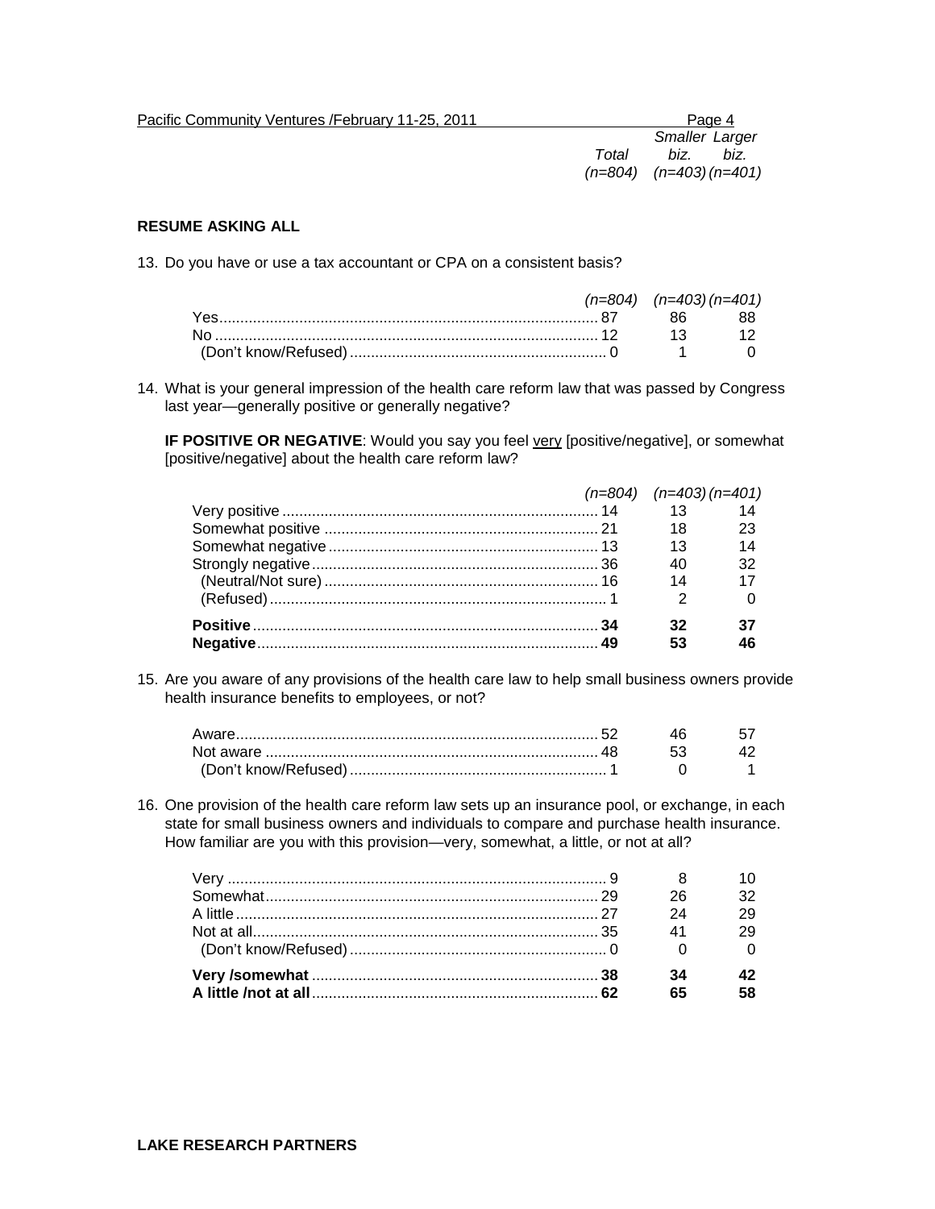**RESUME ASKING ALL**

13. Do you have or use a tax accountant or CPA on a consistent basis?

| | Total (n=804) | Smaller biz. (n=403) | Larger biz. (n=401) |
|---|---|---|---|
| Yes | 87 | 86 | 88 |
| No | 12 | 13 | 12 |
| (Don't know/Refused) | 0 | 1 | 0 |

14. What is your general impression of the health care reform law that was passed by Congress last year—generally positive or generally negative?

**IF POSITIVE OR NEGATIVE**: Would you say you feel very [positive/negative], or somewhat [positive/negative] about the health care reform law?

| | Total (n=804) | Smaller biz. (n=403) | Larger biz. (n=401) |
|---|---|---|---|
| Very positive | 14 | 13 | 14 |
| Somewhat positive | 21 | 18 | 23 |
| Somewhat negative | 13 | 13 | 14 |
| Strongly negative | 36 | 40 | 32 |
| (Neutral/Not sure) | 16 | 14 | 17 |
| (Refused) | 1 | 2 | 0 |
| **Positive** | **34** | **32** | **37** |
| **Negative** | **49** | **53** | **46** |

15. Are you aware of any provisions of the health care law to help small business owners provide health insurance benefits to employees, or not?

| | Total (n=804) | Smaller biz. (n=403) | Larger biz. (n=401) |
|---|---|---|---|
| Aware | 52 | 46 | 57 |
| Not aware | 48 | 53 | 42 |
| (Don't know/Refused) | 1 | 0 | 1 |

16. One provision of the health care reform law sets up an insurance pool, or exchange, in each state for small business owners and individuals to compare and purchase health insurance. How familiar are you with this provision—very, somewhat, a little, or not at all?

| | Total (n=804) | Smaller biz. (n=403) | Larger biz. (n=401) |
|---|---|---|---|
| Very | 9 | 8 | 10 |
| Somewhat | 29 | 26 | 32 |
| A little | 27 | 24 | 29 |
| Not at all | 35 | 41 | 29 |
| (Don't know/Refused) | 0 | 0 | 0 |
| **Very /somewhat** | **38** | **34** | **42** |
| **A little /not at all** | **62** | **65** | **58** |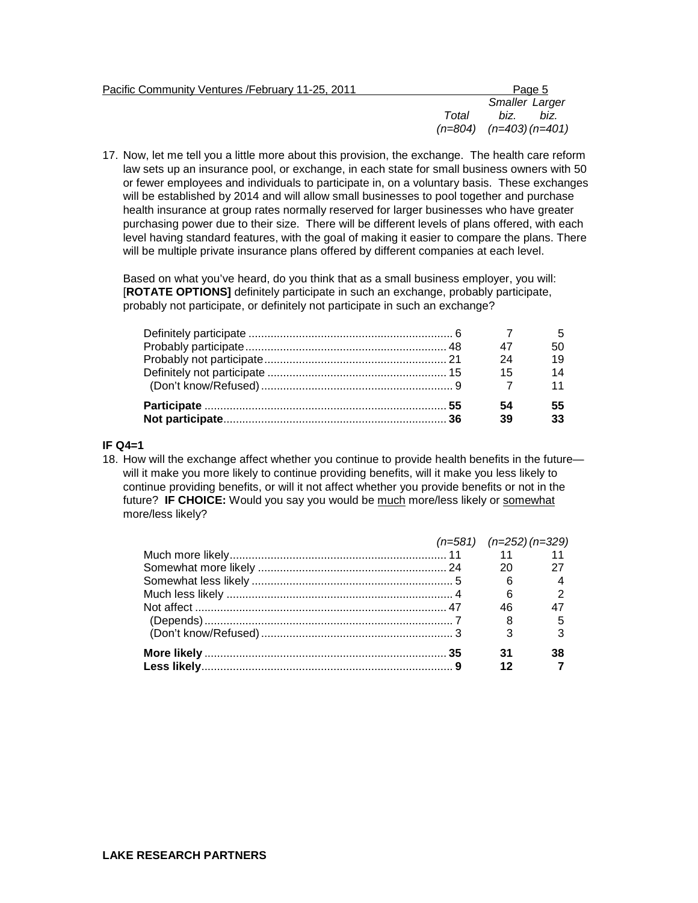17. Now, let me tell you a little more about this provision, the exchange. The health care reform law sets up an insurance pool, or exchange, in each state for small business owners with 50 or fewer employees and individuals to participate in, on a voluntary basis. These exchanges will be established by 2014 and will allow small businesses to pool together and purchase health insurance at group rates normally reserved for larger businesses who have greater purchasing power due to their size. There will be different levels of plans offered, with each level having standard features, with the goal of making it easier to compare the plans. There will be multiple private insurance plans offered by different companies at each level.

    Based on what you've heard, do you think that as a small business employer, you will: [**ROTATE OPTIONS]** definitely participate in such an exchange, probably participate, probably not participate, or definitely not participate in such an exchange?

| | *Total (n=804)* | *Smaller biz. (n=403)* | *Larger biz. (n=401)* |
|---|---|---|---|
| Definitely participate | 6 | 7 | 5 |
| Probably participate | 48 | 47 | 50 |
| Probably not participate | 21 | 24 | 19 |
| Definitely not participate | 15 | 15 | 14 |
| (Don't know/Refused) | 9 | 7 | 11 |
| **Participate** | **55** | **54** | **55** |
| **Not participate** | **36** | **39** | **33** |

**IF Q4=1**

18. How will the exchange affect whether you continue to provide health benefits in the future—will it make you more likely to continue providing benefits, will it make you less likely to continue providing benefits, or will it not affect whether you provide benefits or not in the future? **IF CHOICE:** Would you say you would be much more/less likely or somewhat more/less likely?

| | *Total (n=581)* | *Smaller biz. (n=252)* | *Larger biz. (n=329)* |
|---|---|---|---|
| Much more likely | 11 | 11 | 11 |
| Somewhat more likely | 24 | 20 | 27 |
| Somewhat less likely | 5 | 6 | 4 |
| Much less likely | 4 | 6 | 2 |
| Not affect | 47 | 46 | 47 |
| (Depends) | 7 | 8 | 5 |
| (Don't know/Refused) | 3 | 3 | 3 |
| **More likely** | **35** | **31** | **38** |
| **Less likely** | **9** | **12** | **7** |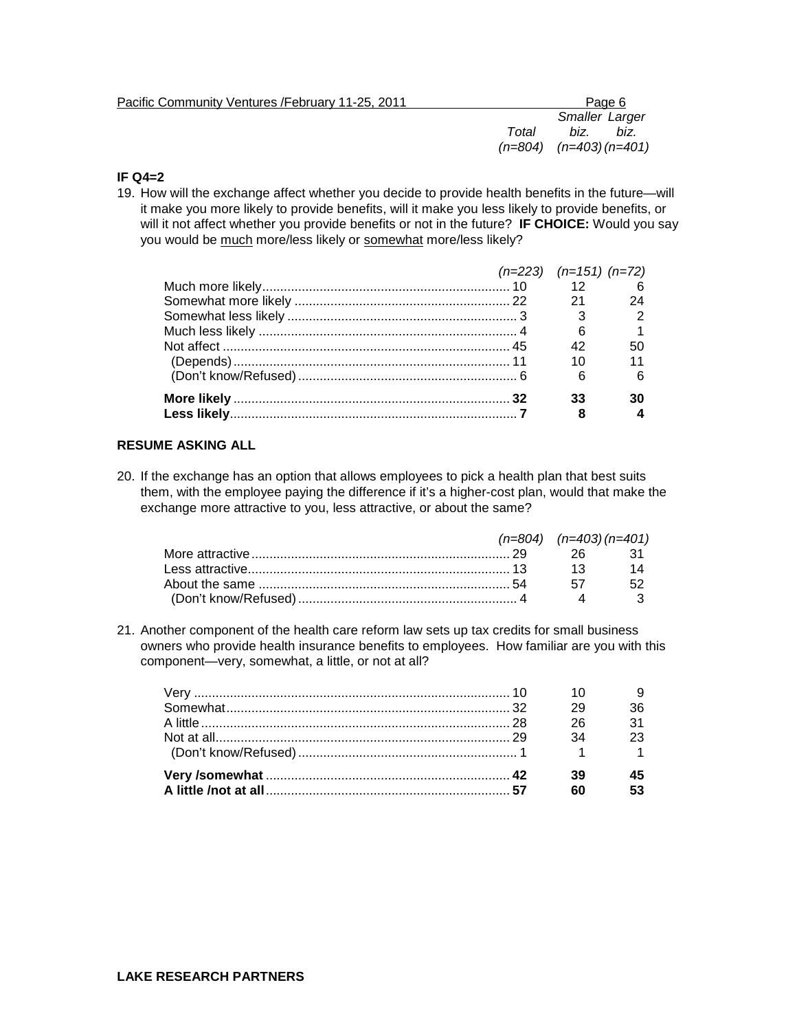**IF Q4=2**

19. How will the exchange affect whether you decide to provide health benefits in the future—will it make you more likely to provide benefits, will it make you less likely to provide benefits, or will it not affect whether you provide benefits or not in the future? **IF CHOICE:** Would you say you would be <u>much</u> more/less likely or <u>somewhat</u> more/less likely?

| | Total | Smaller biz. | Larger biz. |
|---|---|---|---|
| | *(n=223)* | *(n=151)* | *(n=72)* |
| Much more likely | 10 | 12 | 6 |
| Somewhat more likely | 22 | 21 | 24 |
| Somewhat less likely | 3 | 3 | 2 |
| Much less likely | 4 | 6 | 1 |
| Not affect | 45 | 42 | 50 |
| (Depends) | 11 | 10 | 11 |
| (Don't know/Refused) | 6 | 6 | 6 |
| **More likely** | **32** | **33** | **30** |
| **Less likely** | **7** | **8** | **4** |

**RESUME ASKING ALL**

20. If the exchange has an option that allows employees to pick a health plan that best suits them, with the employee paying the difference if it's a higher-cost plan, would that make the exchange more attractive to you, less attractive, or about the same?

| | Total | Smaller biz. | Larger biz. |
|---|---|---|---|
| | *(n=804)* | *(n=403)* | *(n=401)* |
| More attractive | 29 | 26 | 31 |
| Less attractive | 13 | 13 | 14 |
| About the same | 54 | 57 | 52 |
| (Don't know/Refused) | 4 | 4 | 3 |

21. Another component of the health care reform law sets up tax credits for small business owners who provide health insurance benefits to employees. How familiar are you with this component—very, somewhat, a little, or not at all?

| | Total | Smaller biz. | Larger biz. |
|---|---|---|---|
| | *(n=804)* | *(n=403)* | *(n=401)* |
| Very | 10 | 10 | 9 |
| Somewhat | 32 | 29 | 36 |
| A little | 28 | 26 | 31 |
| Not at all | 29 | 34 | 23 |
| (Don't know/Refused) | 1 | 1 | 1 |
| **Very /somewhat** | **42** | **39** | **45** |
| **A little /not at all** | **57** | **60** | **53** |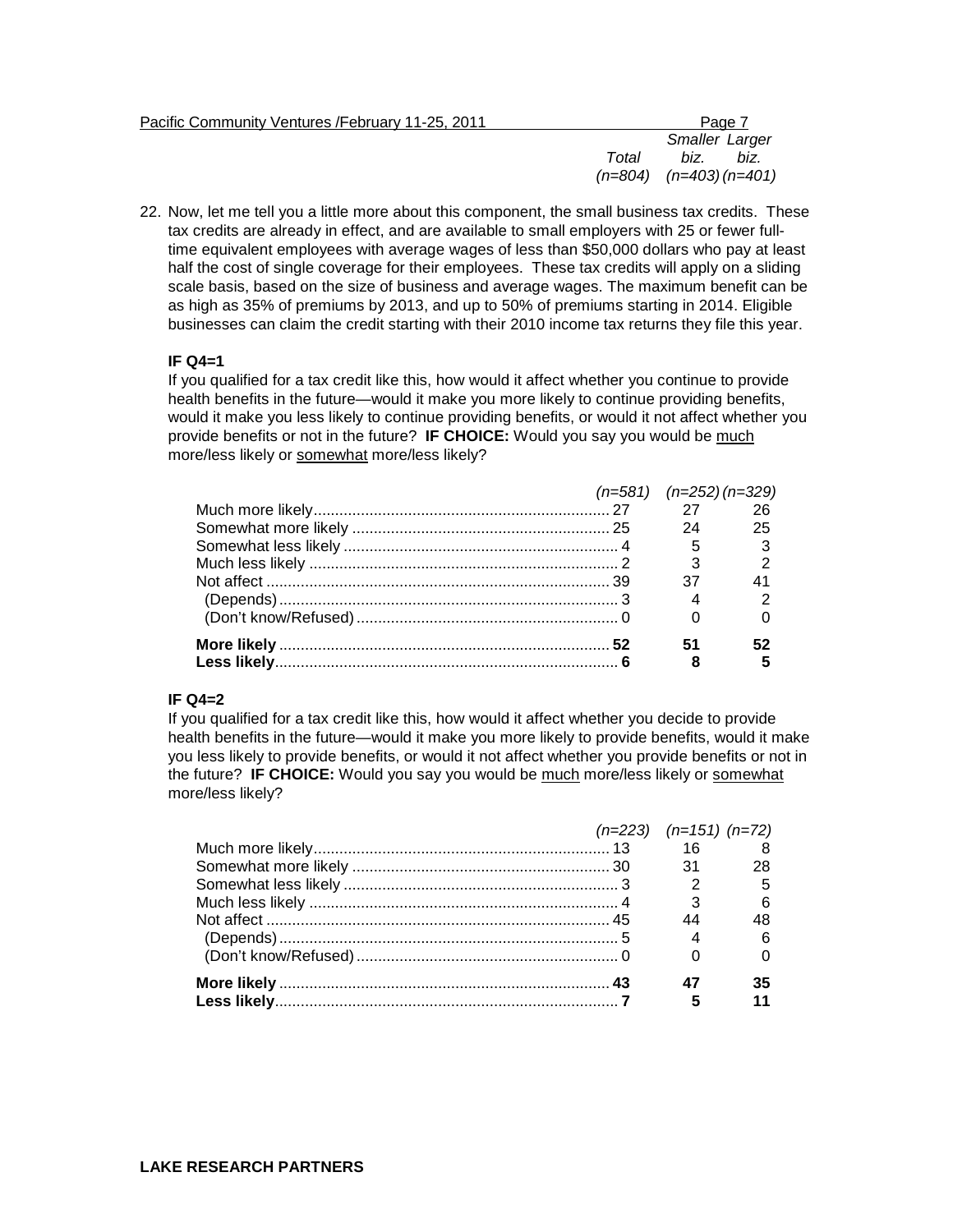22. Now, let me tell you a little more about this component, the small business tax credits. These tax credits are already in effect, and are available to small employers with 25 or fewer full-time equivalent employees with average wages of less than $50,000 dollars who pay at least half the cost of single coverage for their employees. These tax credits will apply on a sliding scale basis, based on the size of business and average wages. The maximum benefit can be as high as 35% of premiums by 2013, and up to 50% of premiums starting in 2014. Eligible businesses can claim the credit starting with their 2010 income tax returns they file this year.

**IF Q4=1**

If you qualified for a tax credit like this, how would it affect whether you continue to provide health benefits in the future—would it make you more likely to continue providing benefits, would it make you less likely to continue providing benefits, or would it not affect whether you provide benefits or not in the future? **IF CHOICE:** Would you say you would be <u>much</u> more/less likely or <u>somewhat</u> more/less likely?

| | *Total (n=581)* | *Smaller biz. (n=252)* | *Larger biz. (n=329)* |
|---|---|---|---|
| Much more likely | 27 | 27 | 26 |
| Somewhat more likely | 25 | 24 | 25 |
| Somewhat less likely | 4 | 5 | 3 |
| Much less likely | 2 | 3 | 2 |
| Not affect | 39 | 37 | 41 |
| (Depends) | 3 | 4 | 2 |
| (Don't know/Refused) | 0 | 0 | 0 |
| **More likely** | **52** | **51** | **52** |
| **Less likely** | **6** | **8** | **5** |

**IF Q4=2**

If you qualified for a tax credit like this, how would it affect whether you decide to provide health benefits in the future—would it make you more likely to provide benefits, would it make you less likely to provide benefits, or would it not affect whether you provide benefits or not in the future? **IF CHOICE:** Would you say you would be <u>much</u> more/less likely or <u>somewhat</u> more/less likely?

| | *Total (n=223)* | *Smaller biz. (n=151)* | *Larger biz. (n=72)* |
|---|---|---|---|
| Much more likely | 13 | 16 | 8 |
| Somewhat more likely | 30 | 31 | 28 |
| Somewhat less likely | 3 | 2 | 5 |
| Much less likely | 4 | 3 | 6 |
| Not affect | 45 | 44 | 48 |
| (Depends) | 5 | 4 | 6 |
| (Don't know/Refused) | 0 | 0 | 0 |
| **More likely** | **43** | **47** | **35** |
| **Less likely** | **7** | **5** | **11** |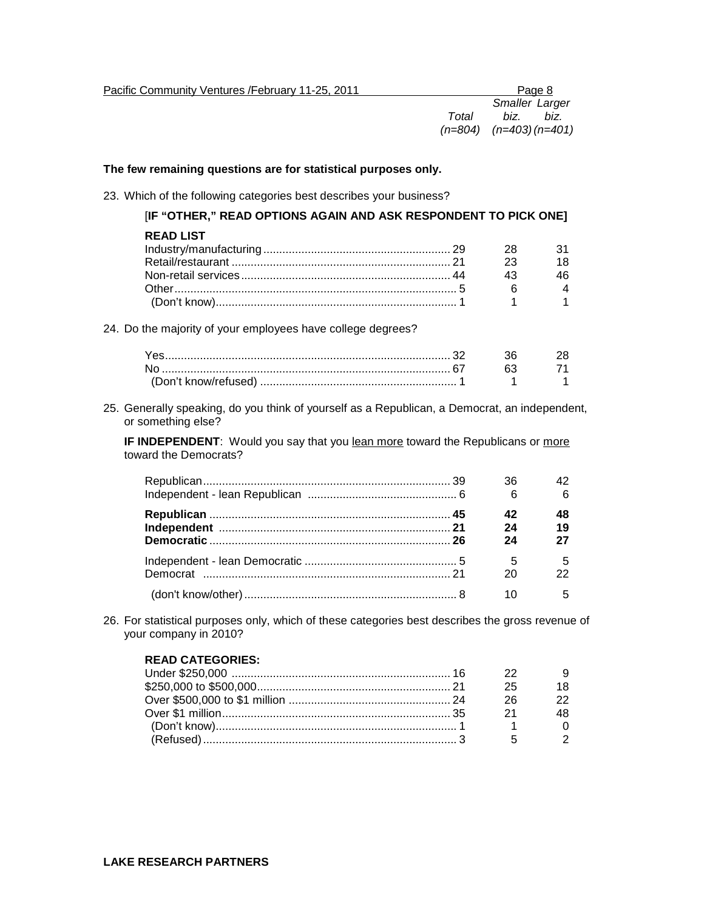**The few remaining questions are for statistical purposes only.**

23. Which of the following categories best describes your business?

[**IF "OTHER," READ OPTIONS AGAIN AND ASK RESPONDENT TO PICK ONE]**

**READ LIST**

| | *Total (n=804)* | *Smaller biz. (n=403)* | *Larger biz. (n=401)* |
|---|---|---|---|
| Industry/manufacturing | 29 | 28 | 31 |
| Retail/restaurant | 21 | 23 | 18 |
| Non-retail services | 44 | 43 | 46 |
| Other | 5 | 6 | 4 |
| (Don't know) | 1 | 1 | 1 |

24. Do the majority of your employees have college degrees?

| | *Total (n=804)* | *Smaller biz. (n=403)* | *Larger biz. (n=401)* |
|---|---|---|---|
| Yes | 32 | 36 | 28 |
| No | 67 | 63 | 71 |
| (Don't know/refused) | 1 | 1 | 1 |

25. Generally speaking, do you think of yourself as a Republican, a Democrat, an independent, or something else?

**IF INDEPENDENT**: Would you say that you lean more toward the Republicans or more toward the Democrats?

| | *Total (n=804)* | *Smaller biz. (n=403)* | *Larger biz. (n=401)* |
|---|---|---|---|
| Republican | 39 | 36 | 42 |
| Independent - lean Republican | 6 | 6 | 6 |
| **Republican** | **45** | **42** | **48** |
| **Independent** | **21** | **24** | **19** |
| **Democratic** | **26** | **24** | **27** |
| Independent - lean Democratic | 5 | 5 | 5 |
| Democrat | 21 | 20 | 22 |
| (don't know/other) | 8 | 10 | 5 |

26. For statistical purposes only, which of these categories best describes the gross revenue of your company in 2010?

**READ CATEGORIES:**

| | *Total (n=804)* | *Smaller biz. (n=403)* | *Larger biz. (n=401)* |
|---|---|---|---|
| Under $250,000 | 16 | 22 | 9 |
| $250,000 to $500,000 | 21 | 25 | 18 |
| Over $500,000 to $1 million | 24 | 26 | 22 |
| Over $1 million | 35 | 21 | 48 |
| (Don't know) | 1 | 1 | 0 |
| (Refused) | 3 | 5 | 2 |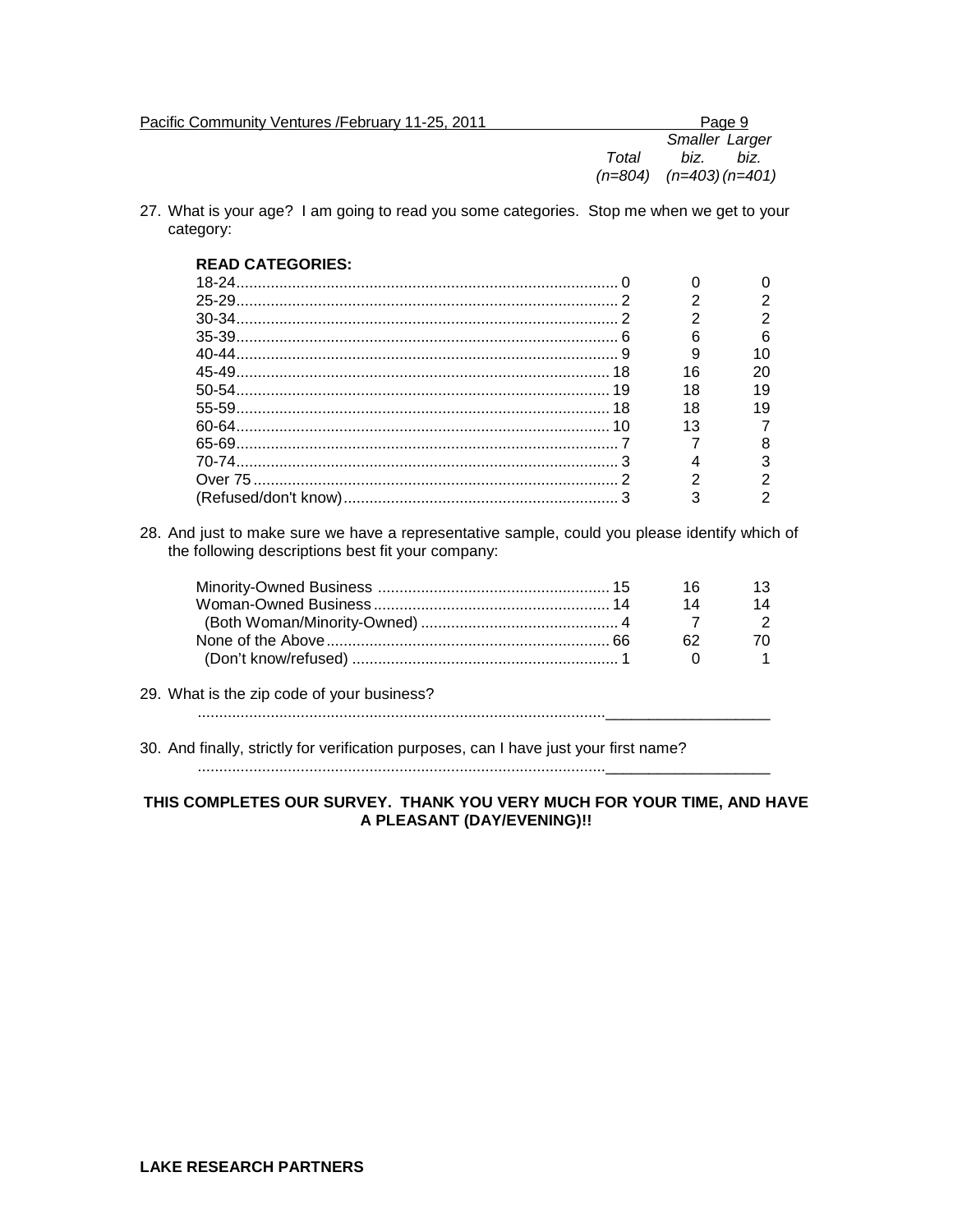27. What is your age? I am going to read you some categories. Stop me when we get to your category:

**READ CATEGORIES:**

| | Total (n=804) | Smaller biz. (n=403) | Larger biz. (n=401) |
|---|---|---|---|
| 18-24 | 0 | 0 | 0 |
| 25-29 | 2 | 2 | 2 |
| 30-34 | 2 | 2 | 2 |
| 35-39 | 6 | 6 | 6 |
| 40-44 | 9 | 9 | 10 |
| 45-49 | 18 | 16 | 20 |
| 50-54 | 19 | 18 | 19 |
| 55-59 | 18 | 18 | 19 |
| 60-64 | 10 | 13 | 7 |
| 65-69 | 7 | 7 | 8 |
| 70-74 | 3 | 4 | 3 |
| Over 75 | 2 | 2 | 2 |
| (Refused/don't know) | 3 | 3 | 2 |

28. And just to make sure we have a representative sample, could you please identify which of the following descriptions best fit your company:

| | Total (n=804) | Smaller biz. (n=403) | Larger biz. (n=401) |
|---|---|---|---|
| Minority-Owned Business | 15 | 16 | 13 |
| Woman-Owned Business | 14 | 14 | 14 |
| (Both Woman/Minority-Owned) | 4 | 7 | 2 |
| None of the Above | 66 | 62 | 70 |
| (Don't know/refused) | 1 | 0 | 1 |

29. What is the zip code of your business?

................................................................................................___________________

30. And finally, strictly for verification purposes, can I have just your first name?

................................................................................................___________________

**THIS COMPLETES OUR SURVEY. THANK YOU VERY MUCH FOR YOUR TIME, AND HAVE A PLEASANT (DAY/EVENING)!!**